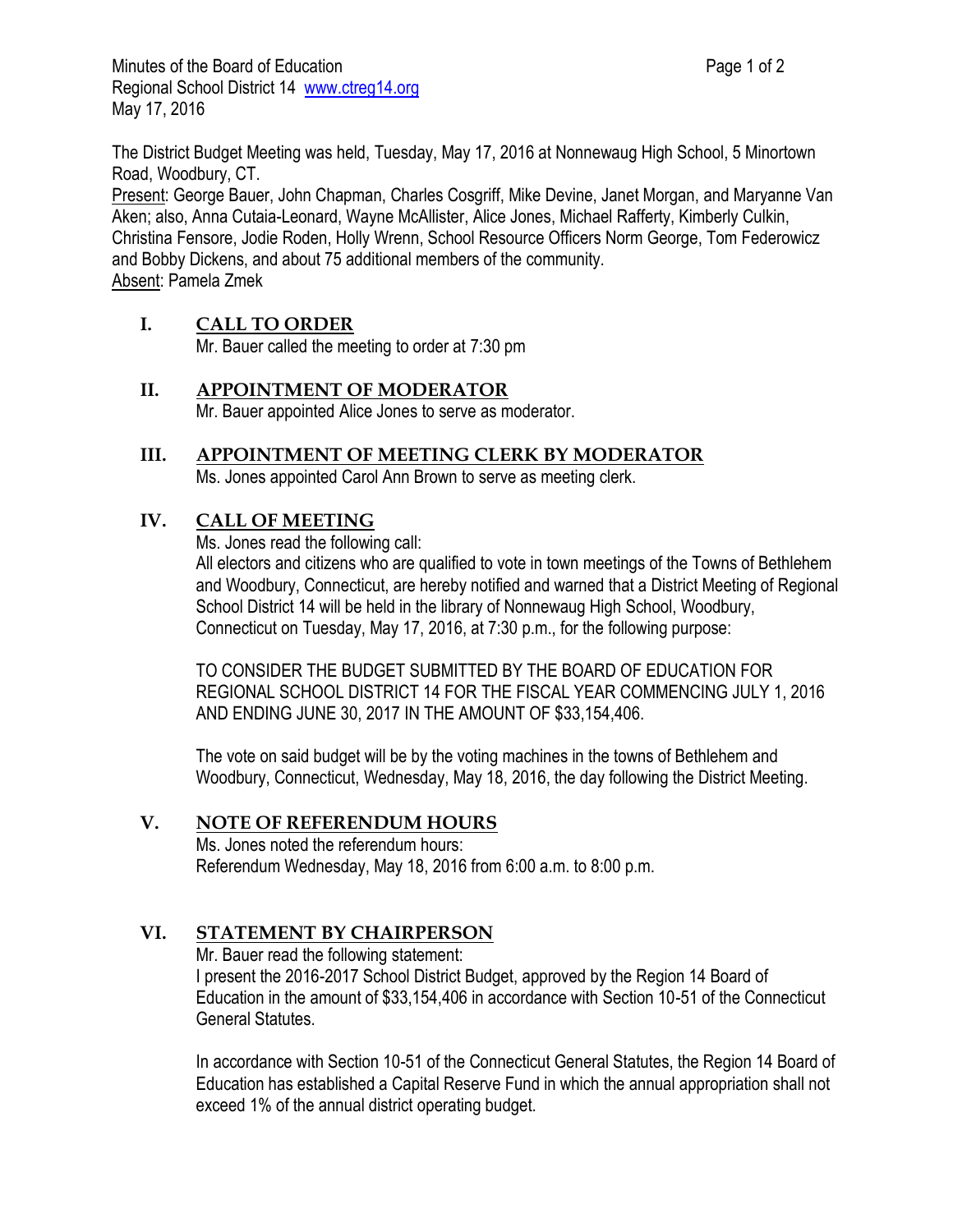Minutes of the Board of Education
Regional School District 14 www.ctreg14.org
May 17, 2016

The District Budget Meeting was held, Tuesday, May 17, 2016 at Nonnewaug High School, 5 Minortown Road, Woodbury, CT.
Present: George Bauer, John Chapman, Charles Cosgriff, Mike Devine, Janet Morgan, and Maryanne Van Aken; also, Anna Cutaia-Leonard, Wayne McAllister, Alice Jones, Michael Rafferty, Kimberly Culkin, Christina Fensore, Jodie Roden, Holly Wrenn, School Resource Officers Norm George, Tom Federowicz and Bobby Dickens, and about 75 additional members of the community.
Absent: Pamela Zmek

## I. CALL TO ORDER

Mr. Bauer called the meeting to order at 7:30 pm

## II. APPOINTMENT OF MODERATOR

Mr. Bauer appointed Alice Jones to serve as moderator.

## III. APPOINTMENT OF MEETING CLERK BY MODERATOR

Ms. Jones appointed Carol Ann Brown to serve as meeting clerk.

## IV. CALL OF MEETING

Ms. Jones read the following call:
All electors and citizens who are qualified to vote in town meetings of the Towns of Bethlehem and Woodbury, Connecticut, are hereby notified and warned that a District Meeting of Regional School District 14 will be held in the library of Nonnewaug High School, Woodbury, Connecticut on Tuesday, May 17, 2016, at 7:30 p.m., for the following purpose:

TO CONSIDER THE BUDGET SUBMITTED BY THE BOARD OF EDUCATION FOR REGIONAL SCHOOL DISTRICT 14 FOR THE FISCAL YEAR COMMENCING JULY 1, 2016 AND ENDING JUNE 30, 2017 IN THE AMOUNT OF $33,154,406.

The vote on said budget will be by the voting machines in the towns of Bethlehem and Woodbury, Connecticut, Wednesday, May 18, 2016, the day following the District Meeting.

## V. NOTE OF REFERENDUM HOURS

Ms. Jones noted the referendum hours:
Referendum Wednesday, May 18, 2016 from 6:00 a.m. to 8:00 p.m.

## VI. STATEMENT BY CHAIRPERSON

Mr. Bauer read the following statement:
I present the 2016-2017 School District Budget, approved by the Region 14 Board of Education in the amount of $33,154,406 in accordance with Section 10-51 of the Connecticut General Statutes.

In accordance with Section 10-51 of the Connecticut General Statutes, the Region 14 Board of Education has established a Capital Reserve Fund in which the annual appropriation shall not exceed 1% of the annual district operating budget.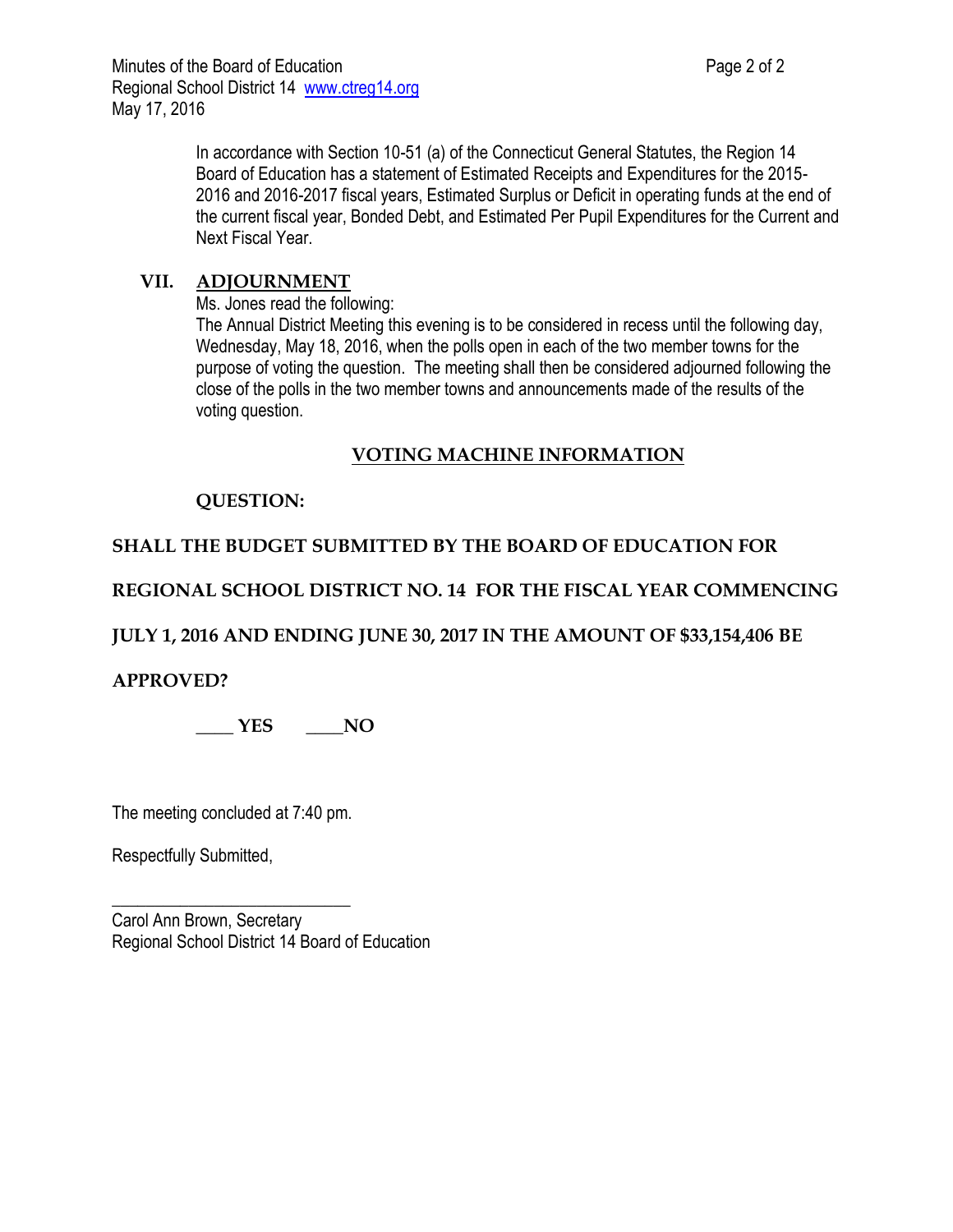In accordance with Section 10-51 (a) of the Connecticut General Statutes, the Region 14 Board of Education has a statement of Estimated Receipts and Expenditures for the 2015-2016 and 2016-2017 fiscal years, Estimated Surplus or Deficit in operating funds at the end of the current fiscal year, Bonded Debt, and Estimated Per Pupil Expenditures for the Current and Next Fiscal Year.

## VII. ADJOURNMENT

Ms. Jones read the following:
The Annual District Meeting this evening is to be considered in recess until the following day, Wednesday, May 18, 2016, when the polls open in each of the two member towns for the purpose of voting the question. The meeting shall then be considered adjourned following the close of the polls in the two member towns and announcements made of the results of the voting question.

### VOTING MACHINE INFORMATION

**QUESTION:**

**SHALL THE BUDGET SUBMITTED BY THE BOARD OF EDUCATION FOR REGIONAL SCHOOL DISTRICT NO. 14 FOR THE FISCAL YEAR COMMENCING JULY 1, 2016 AND ENDING JUNE 30, 2017 IN THE AMOUNT OF $33,154,406 BE APPROVED?**

**____ YES ____NO**

The meeting concluded at 7:40 pm.

Respectfully Submitted,

___________________________
Carol Ann Brown, Secretary
Regional School District 14 Board of Education